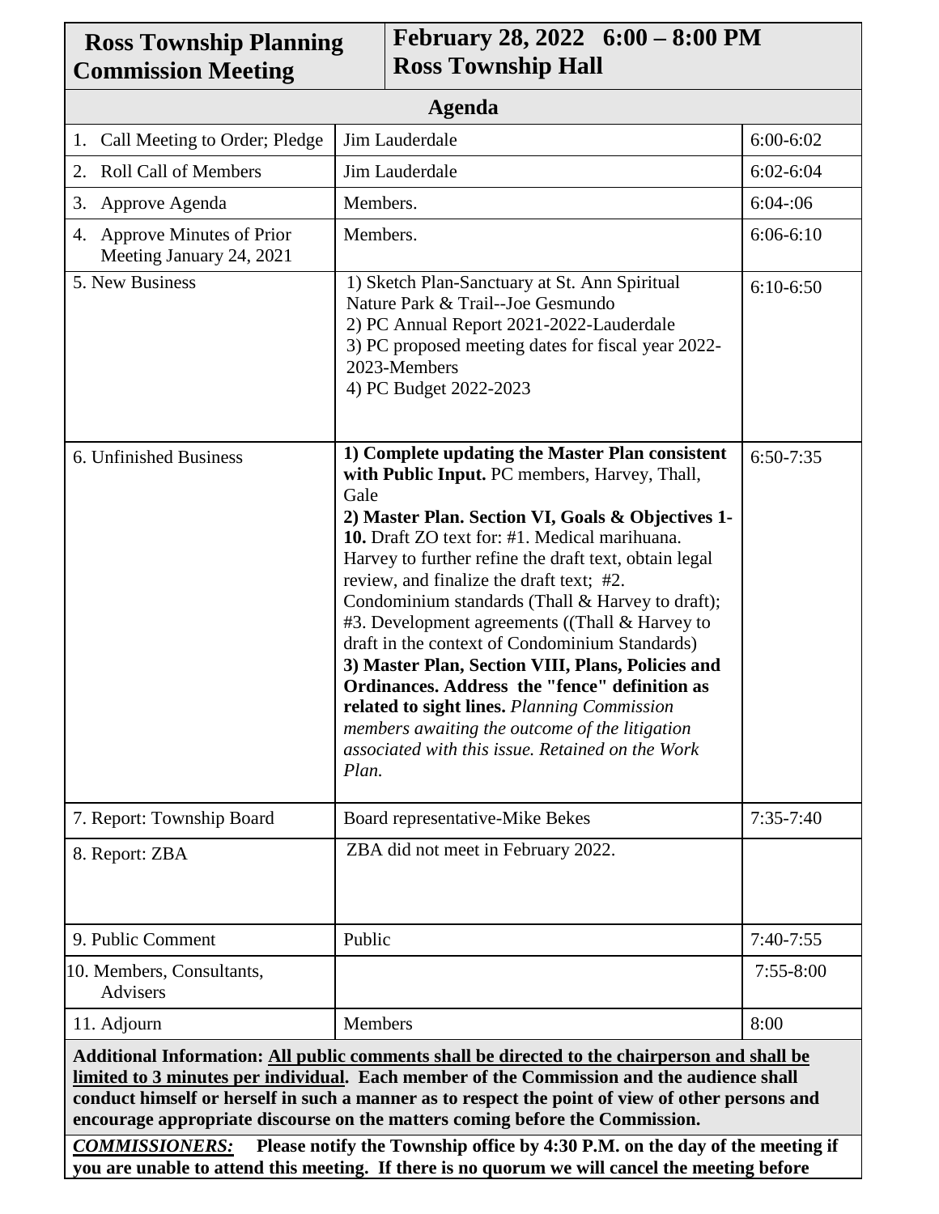| **Ross Township Planning Commission Meeting** | **February 28, 2022 6:00 – 8:00 PM Ross Township Hall** | |
|---|---|---|
| **Agenda** | | |
| 1. Call Meeting to Order; Pledge | Jim Lauderdale | 6:00-6:02 |
| 2. Roll Call of Members | Jim Lauderdale | 6:02-6:04 |
| 3. Approve Agenda | Members. | 6:04-:06 |
| 4. Approve Minutes of Prior Meeting January 24, 2021 | Members. | 6:06-6:10 |
| 5. New Business | 1) Sketch Plan-Sanctuary at St. Ann Spiritual Nature Park & Trail--Joe Gesmundo<br>2) PC Annual Report 2021-2022-Lauderdale<br>3) PC proposed meeting dates for fiscal year 2022-2023-Members<br>4) PC Budget 2022-2023 | 6:10-6:50 |
| 6. Unfinished Business | **1) Complete updating the Master Plan consistent with Public Input.** PC members, Harvey, Thall, Gale<br>**2) Master Plan. Section VI, Goals & Objectives 1-10.** Draft ZO text for: #1. Medical marihuana. Harvey to further refine the draft text, obtain legal review, and finalize the draft text; #2. Condominium standards (Thall & Harvey to draft); #3. Development agreements ((Thall & Harvey to draft in the context of Condominium Standards)<br>**3) Master Plan, Section VIII, Plans, Policies and Ordinances. Address the "fence" definition as related to sight lines.** *Planning Commission members awaiting the outcome of the litigation associated with this issue. Retained on the Work Plan.* | 6:50-7:35 |
| 7. Report: Township Board | Board representative-Mike Bekes | 7:35-7:40 |
| 8. Report: ZBA | ZBA did not meet in February 2022. | |
| 9. Public Comment | Public | 7:40-7:55 |
| 10. Members, Consultants, Advisers | | 7:55-8:00 |
| 11. Adjourn | Members | 8:00 |

**Additional Information: <u>All public comments shall be directed to the chairperson and shall be limited to 3 minutes per individual</u>. Each member of the Commission and the audience shall conduct himself or herself in such a manner as to respect the point of view of other persons and encourage appropriate discourse on the matters coming before the Commission.**

***<u>COMMISSIONERS:</u>*** **Please notify the Township office by 4:30 P.M. on the day of the meeting if you are unable to attend this meeting. If there is no quorum we will cancel the meeting before**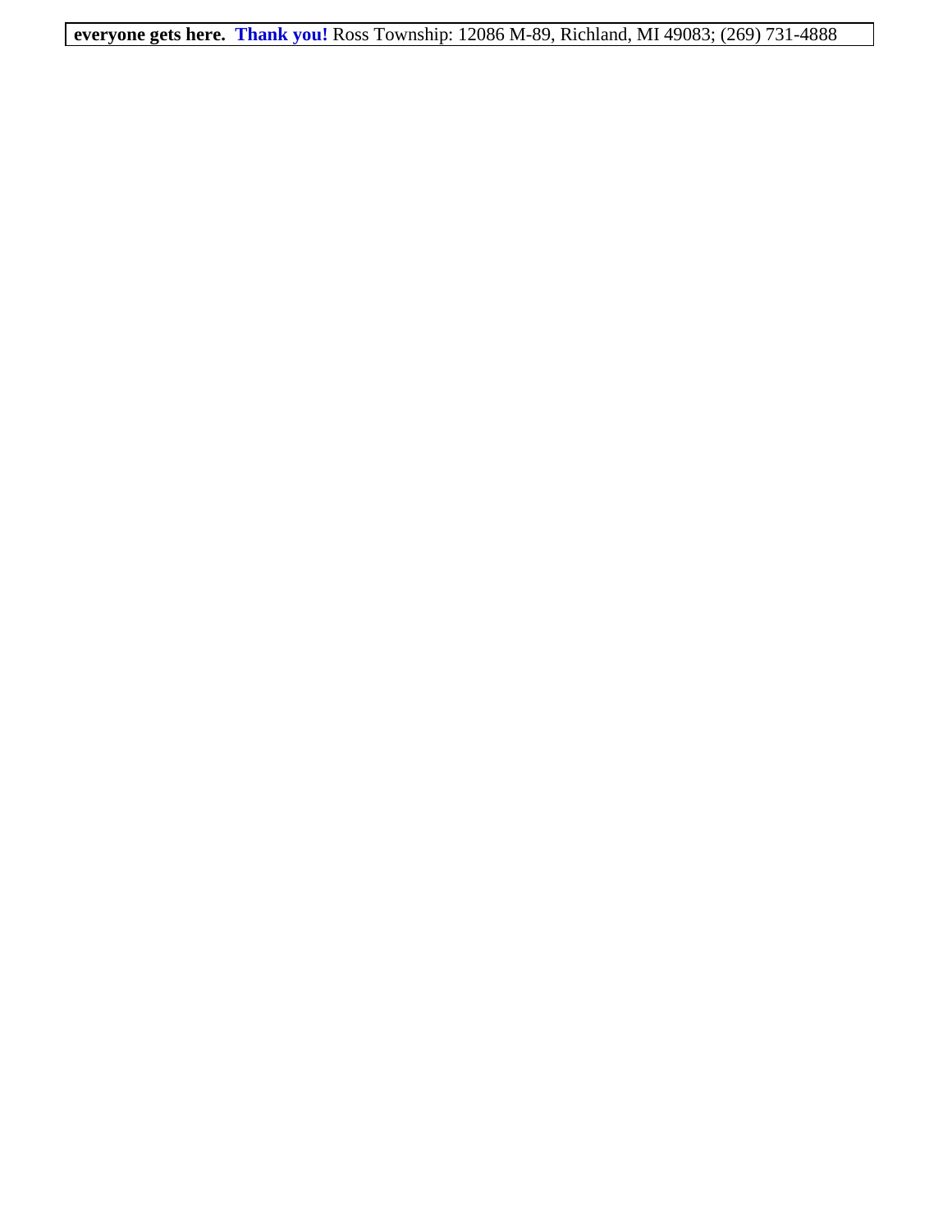**everyone gets here.** **Thank you!** Ross Township: 12086 M-89, Richland, MI 49083; (269) 731-4888